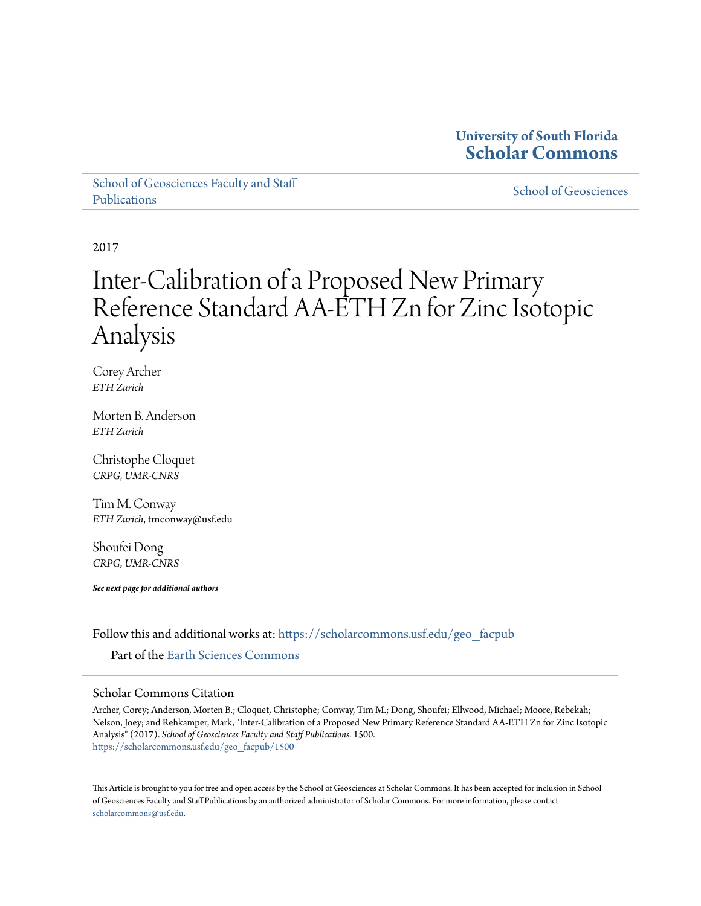**University of South Florida**
**Scholar Commons**

School of Geosciences Faculty and Staff Publications

School of Geosciences

2017

# Inter-Calibration of a Proposed New Primary Reference Standard AA-ETH Zn for Zinc Isotopic Analysis

Corey Archer
*ETH Zurich*

Morten B. Anderson
*ETH Zurich*

Christophe Cloquet
*CRPG, UMR-CNRS*

Tim M. Conway
*ETH Zurich*, tmconway@usf.edu

Shoufei Dong
*CRPG, UMR-CNRS*

***See next page for additional authors***

Follow this and additional works at: https://scholarcommons.usf.edu/geo_facpub

Part of the Earth Sciences Commons

## Scholar Commons Citation

Archer, Corey; Anderson, Morten B.; Cloquet, Christophe; Conway, Tim M.; Dong, Shoufei; Ellwood, Michael; Moore, Rebekah; Nelson, Joey; and Rehkamper, Mark, "Inter-Calibration of a Proposed New Primary Reference Standard AA-ETH Zn for Zinc Isotopic Analysis" (2017). *School of Geosciences Faculty and Staff Publications*. 1500.
https://scholarcommons.usf.edu/geo_facpub/1500

This Article is brought to you for free and open access by the School of Geosciences at Scholar Commons. It has been accepted for inclusion in School of Geosciences Faculty and Staff Publications by an authorized administrator of Scholar Commons. For more information, please contact scholarcommons@usf.edu.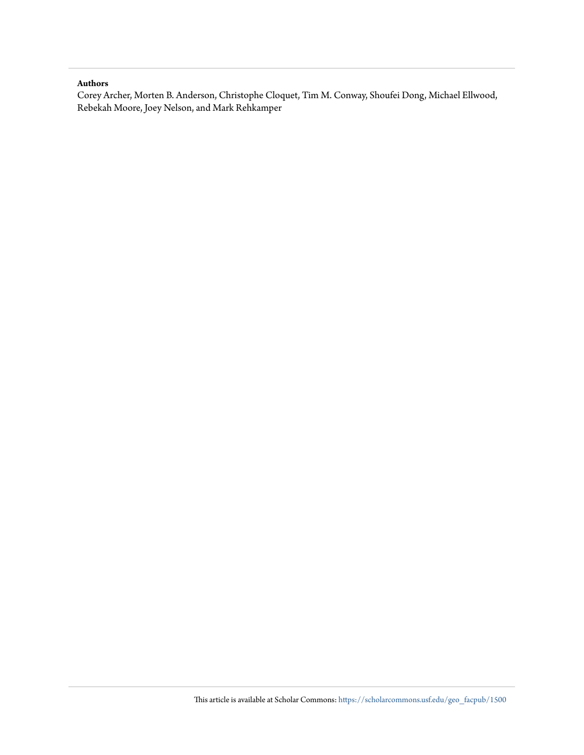**Authors**

Corey Archer, Morten B. Anderson, Christophe Cloquet, Tim M. Conway, Shoufei Dong, Michael Ellwood, Rebekah Moore, Joey Nelson, and Mark Rehkamper

This article is available at Scholar Commons: https://scholarcommons.usf.edu/geo_facpub/1500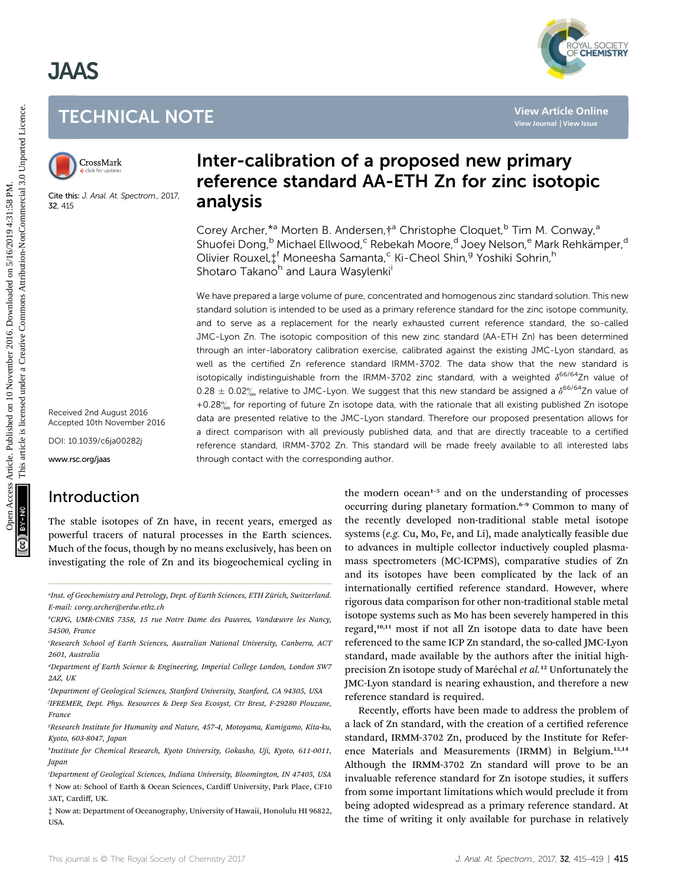# Inter-calibration of a proposed new primary reference standard AA-ETH Zn for zinc isotopic analysis

Corey Archer,*[a] Morten B. Andersen,†[a] Christophe Cloquet,[b] Tim M. Conway,[a] Shuofei Dong,[b] Michael Ellwood,[c] Rebekah Moore,[d] Joey Nelson,[e] Mark Rehkämper,[d] Olivier Rouxel,‡[f] Moneesha Samanta,[c] Ki-Cheol Shin,[g] Yoshiki Sohrin,[h] Shotaro Takano[h] and Laura Wasylenki[i]

Cite this: J. Anal. At. Spectrom., 2017, 32, 415

Received 2nd August 2016
Accepted 10th November 2016

DOI: 10.1039/c6ja00282j

www.rsc.org/jaas

We have prepared a large volume of pure, concentrated and homogenous zinc standard solution. This new standard solution is intended to be used as a primary reference standard for the zinc isotope community, and to serve as a replacement for the nearly exhausted current reference standard, the so-called JMC-Lyon Zn. The isotopic composition of this new zinc standard (AA-ETH Zn) has been determined through an inter-laboratory calibration exercise, calibrated against the existing JMC-Lyon standard, as well as the certified Zn reference standard IRMM-3702. The data show that the new standard is isotopically indistinguishable from the IRMM-3702 zinc standard, with a weighted $\delta^{66/64}$Zn value of 0.28 ± 0.02‰ relative to JMC-Lyon. We suggest that this new standard be assigned a $\delta^{66/64}$Zn value of +0.28‰ for reporting of future Zn isotope data, with the rationale that all existing published Zn isotope data are presented relative to the JMC-Lyon standard. Therefore our proposed presentation allows for a direct comparison with all previously published data, and that are directly traceable to a certified reference standard, IRMM-3702 Zn. This standard will be made freely available to all interested labs through contact with the corresponding author.

## Introduction

The stable isotopes of Zn have, in recent years, emerged as powerful tracers of natural processes in the Earth sciences. Much of the focus, though by no means exclusively, has been on investigating the role of Zn and its biogeochemical cycling in the modern ocean[1–5] and on the understanding of processes occurring during planetary formation.[6–9] Common to many of the recently developed non-traditional stable metal isotope systems (*e.g.* Cu, Mo, Fe, and Li), made analytically feasible due to advances in multiple collector inductively coupled plasma-mass spectrometers (MC-ICPMS), comparative studies of Zn and its isotopes have been complicated by the lack of an internationally certified reference standard. However, where rigorous data comparison for other non-traditional stable metal isotope systems such as Mo has been severely hampered in this regard,[10,11] most if not all Zn isotope data to date have been referenced to the same ICP Zn standard, the so-called JMC-Lyon standard, made available by the authors after the initial high-precision Zn isotope study of Maréchal *et al.*[12] Unfortunately the JMC-Lyon standard is nearing exhaustion, and therefore a new reference standard is required.

Recently, efforts have been made to address the problem of a lack of Zn standard, with the creation of a certified reference standard, IRMM-3702 Zn, produced by the Institute for Reference Materials and Measurements (IRMM) in Belgium.[13,14] Although the IRMM-3702 Zn standard will prove to be an invaluable reference standard for Zn isotope studies, it suffers from some important limitations which would preclude it from being adopted widespread as a primary reference standard. At the time of writing it only available for purchase in relatively

[a] Inst. of Geochemistry and Petrology, Dept. of Earth Sciences, ETH Zürich, Switzerland. E-mail: corey.archer@erdw.ethz.ch

[b] CRPG, UMR-CNRS 7358, 15 rue Notre Dame des Pauvres, Vandœuvre les Nancy, 54500, France

[c] Research School of Earth Sciences, Australian National University, Canberra, ACT 2601, Australia

[d] Department of Earth Science & Engineering, Imperial College London, London SW7 2AZ, UK

[e] Department of Geological Sciences, Stanford University, Stanford, CA 94305, USA

[f] IFREMER, Dept. Phys. Resources & Deep Sea Ecosyst, Ctr Brest, F-29280 Plouzane, France

[g] Research Institute for Humanity and Nature, 457-4, Motoyama, Kamigamo, Kita-ku, Kyoto, 603-8047, Japan

[h] Institute for Chemical Research, Kyoto University, Gokasho, Uji, Kyoto, 611-0011, Japan

[i] Department of Geological Sciences, Indiana University, Bloomington, IN 47405, USA

† Now at: School of Earth & Ocean Sciences, Cardiff University, Park Place, CF10 3AT, Cardiff, UK.

‡ Now at: Department of Oceanography, University of Hawaii, Honolulu HI 96822, USA.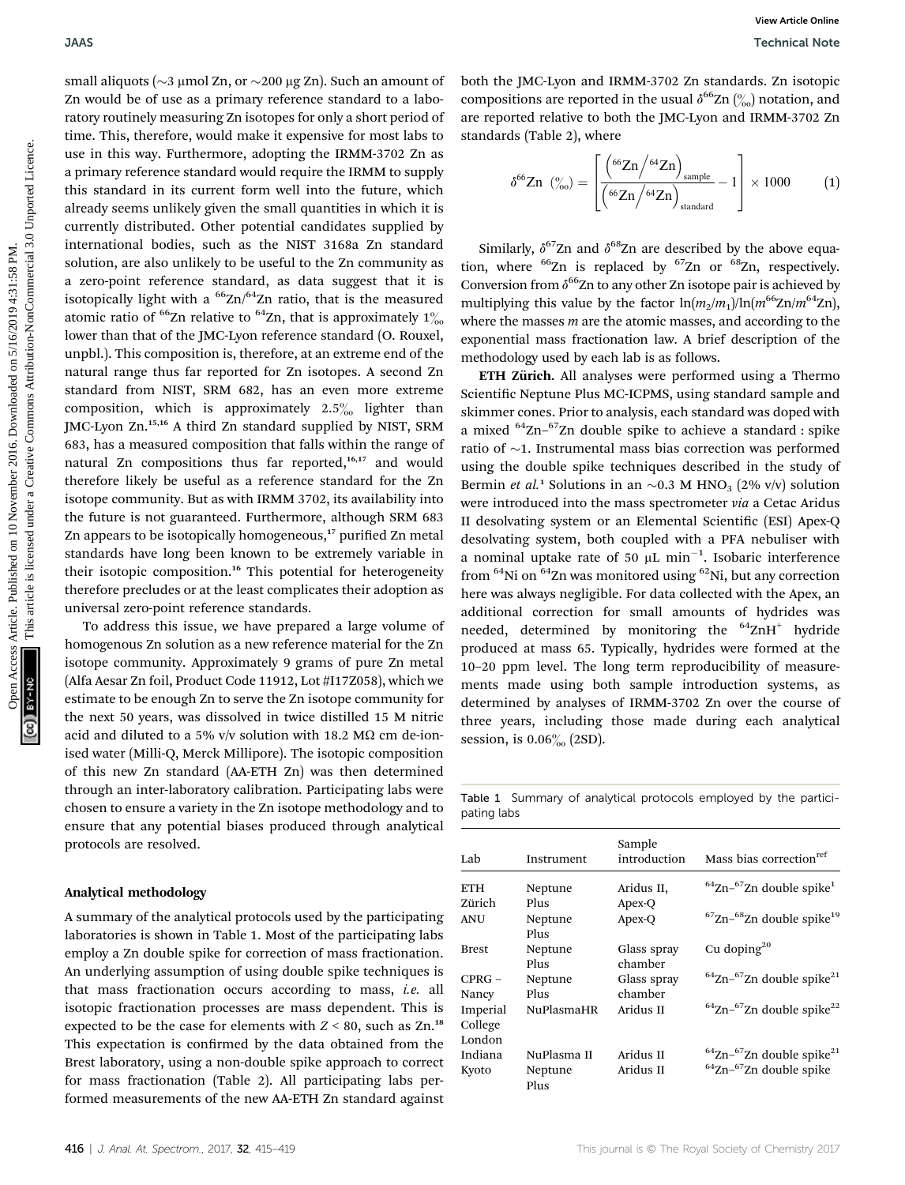small aliquots (~3 μmol Zn, or ~200 μg Zn). Such an amount of Zn would be of use as a primary reference standard to a laboratory routinely measuring Zn isotopes for only a short period of time. This, therefore, would make it expensive for most labs to use in this way. Furthermore, adopting the IRMM-3702 Zn as a primary reference standard would require the IRMM to supply this standard in its current form well into the future, which already seems unlikely given the small quantities in which it is currently distributed. Other potential candidates supplied by international bodies, such as the NIST 3168a Zn standard solution, are also unlikely to be useful to the Zn community as a zero-point reference standard, as data suggest that it is isotopically light with a $^{66}Zn/^{64}Zn$ ratio, that is the measured atomic ratio of $^{66}Zn$ relative to $^{64}Zn$, that is approximately 1‰ lower than that of the JMC-Lyon reference standard (O. Rouxel, unpbl.). This composition is, therefore, at an extreme end of the natural range thus far reported for Zn isotopes. A second Zn standard from NIST, SRM 682, has an even more extreme composition, which is approximately 2.5‰ lighter than JMC-Lyon Zn.[15,16] A third Zn standard supplied by NIST, SRM 683, has a measured composition that falls within the range of natural Zn compositions thus far reported,[16,17] and would therefore likely be useful as a reference standard for the Zn isotope community. But as with IRMM 3702, its availability into the future is not guaranteed. Furthermore, although SRM 683 Zn appears to be isotopically homogeneous,[17] purified Zn metal standards have long been known to be extremely variable in their isotopic composition.[16] This potential for heterogeneity therefore precludes or at the least complicates their adoption as universal zero-point reference standards.

To address this issue, we have prepared a large volume of homogenous Zn solution as a new reference material for the Zn isotope community. Approximately 9 grams of pure Zn metal (Alfa Aesar Zn foil, Product Code 11912, Lot #I17Z058), which we estimate to be enough Zn to serve the Zn isotope community for the next 50 years, was dissolved in twice distilled 15 M nitric acid and diluted to a 5% v/v solution with 18.2 MΩ cm de-ionised water (Milli-Q, Merck Millipore). The isotopic composition of this new Zn standard (AA-ETH Zn) was then determined through an inter-laboratory calibration. Participating labs were chosen to ensure a variety in the Zn isotope methodology and to ensure that any potential biases produced through analytical protocols are resolved.

### Analytical methodology

A summary of the analytical protocols used by the participating laboratories is shown in Table 1. Most of the participating labs employ a Zn double spike for correction of mass fractionation. An underlying assumption of using double spike techniques is that mass fractionation occurs according to mass, *i.e.* all isotopic fractionation processes are mass dependent. This is expected to be the case for elements with $Z < 80$, such as Zn.[18] This expectation is confirmed by the data obtained from the Brest laboratory, using a non-double spike approach to correct for mass fractionation (Table 2). All participating labs performed measurements of the new AA-ETH Zn standard against both the JMC-Lyon and IRMM-3702 Zn standards. Zn isotopic compositions are reported in the usual $\delta^{66}$Zn (‰) notation, and are reported relative to both the JMC-Lyon and IRMM-3702 Zn standards (Table 2), where

$$\delta^{66}\text{Zn (‰)} = \left[\frac{\left(^{66}\text{Zn}/^{64}\text{Zn}\right)_{\text{sample}}}{\left(^{66}\text{Zn}/^{64}\text{Zn}\right)_{\text{standard}}} - 1\right] \times 1000 \quad (1)$$

Similarly, $\delta^{67}$Zn and $\delta^{68}$Zn are described by the above equation, where $^{66}$Zn is replaced by $^{67}$Zn or $^{68}$Zn, respectively. Conversion from $\delta^{66}$Zn to any other Zn isotope pair is achieved by multiplying this value by the factor $\ln(m_2/m_1)/\ln(m^{66}\text{Zn}/m^{64}\text{Zn})$, where the masses $m$ are the atomic masses, and according to the exponential mass fractionation law. A brief description of the methodology used by each lab is as follows.

**ETH Zürich.** All analyses were performed using a Thermo Scientific Neptune Plus MC-ICPMS, using standard sample and skimmer cones. Prior to analysis, each standard was doped with a mixed $^{64}$Zn–$^{67}$Zn double spike to achieve a standard : spike ratio of ~1. Instrumental mass bias correction was performed using the double spike techniques described in the study of Bermin *et al.*[1] Solutions in an ~0.3 M $HNO_3$ (2% v/v) solution were introduced into the mass spectrometer *via* a Cetac Aridus II desolvating system or an Elemental Scientific (ESI) Apex-Q desolvating system, both coupled with a PFA nebuliser with a nominal uptake rate of 50 μL min$^{-1}$. Isobaric interference from $^{64}$Ni on $^{64}$Zn was monitored using $^{62}$Ni, but any correction here was always negligible. For data collected with the Apex, an additional correction for small amounts of hydrides was needed, determined by monitoring the $^{64}$ZnH$^{+}$ hydride produced at mass 65. Typically, hydrides were formed at the 10–20 ppm level. The long term reproducibility of measurements made using both sample introduction systems, as determined by analyses of IRMM-3702 Zn over the course of three years, including those made during each analytical session, is 0.06‰ (2SD).

Table 1 Summary of analytical protocols employed by the participating labs

| Lab | Instrument | Sample introduction | Mass bias correction[ref] |
|---|---|---|---|
| ETH Zürich | Neptune Plus | Aridus II, Apex-Q | $^{64}$Zn–$^{67}$Zn double spike[1] |
| ANU | Neptune Plus | Apex-Q | $^{67}$Zn–$^{68}$Zn double spike[19] |
| Brest | Neptune Plus | Glass spray chamber | Cu doping[20] |
| CPRG – Nancy | Neptune Plus | Glass spray chamber | $^{64}$Zn–$^{67}$Zn double spike[21] |
| Imperial College London | NuPlasmaHR | Aridus II | $^{64}$Zn–$^{67}$Zn double spike[22] |
| Indiana | NuPlasma II | Aridus II | $^{64}$Zn–$^{67}$Zn double spike[21] |
| Kyoto | Neptune Plus | Aridus II | $^{64}$Zn–$^{67}$Zn double spike |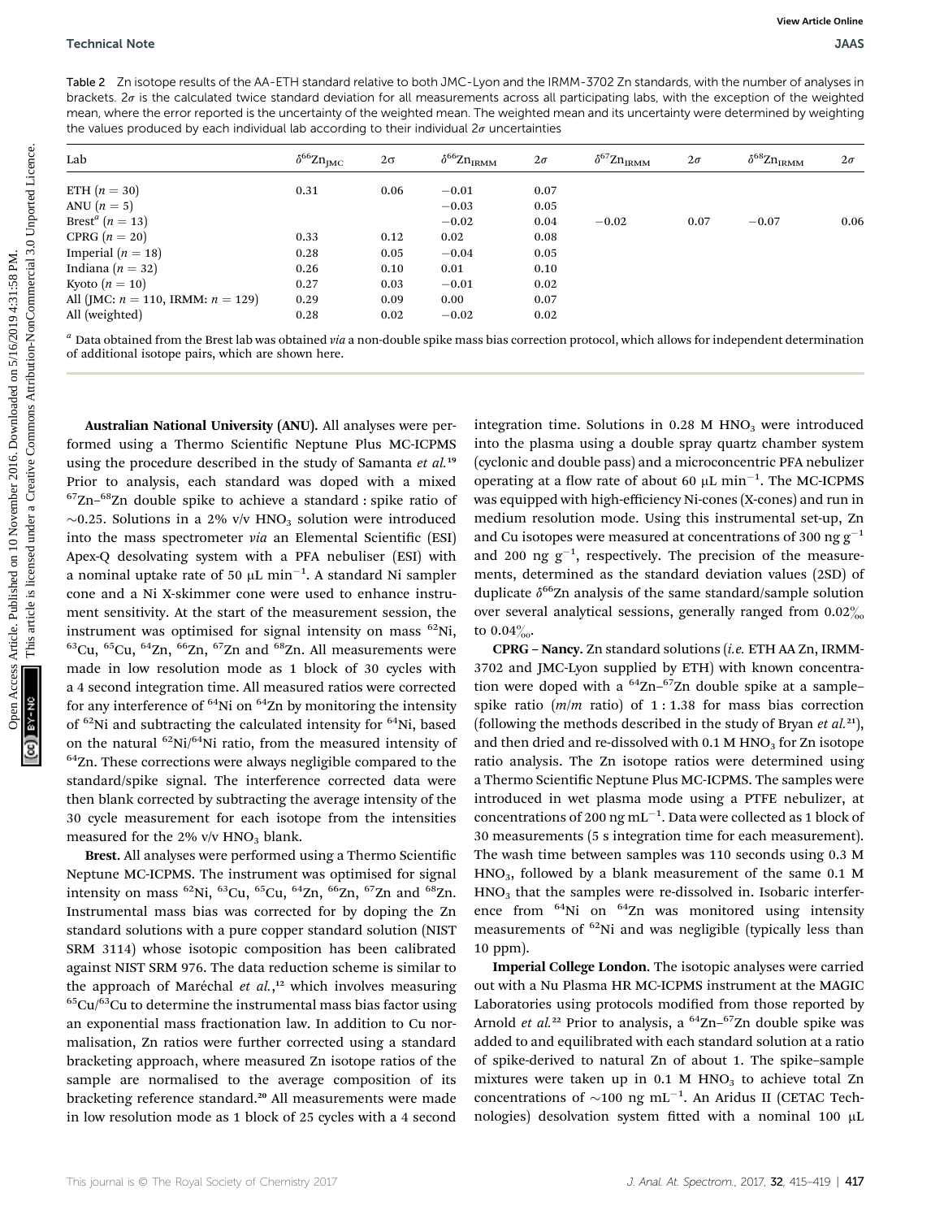Table 2 Zn isotope results of the AA-ETH standard relative to both JMC-Lyon and the IRMM-3702 Zn standards, with the number of analyses in brackets. 2σ is the calculated twice standard deviation for all measurements across all participating labs, with the exception of the weighted mean, where the error reported is the uncertainty of the weighted mean. The weighted mean and its uncertainty were determined by weighting the values produced by each individual lab according to their individual 2σ uncertainties

| Lab | $\delta^{66}Zn_{JMC}$ | 2σ | $\delta^{66}Zn_{IRMM}$ | 2σ | $\delta^{67}Zn_{IRMM}$ | 2σ | $\delta^{68}Zn_{IRMM}$ | 2σ |
|---|---|---|---|---|---|---|---|---|
| ETH ($n$ = 30) | 0.31 | 0.06 | −0.01 | 0.07 | | | | |
| ANU ($n$ = 5) | | | −0.03 | 0.05 | | | | |
| Brest[a] ($n$ = 13) | | | −0.02 | 0.04 | −0.02 | 0.07 | −0.07 | 0.06 |
| CPRG ($n$ = 20) | 0.33 | 0.12 | 0.02 | 0.08 | | | | |
| Imperial ($n$ = 18) | 0.28 | 0.05 | −0.04 | 0.05 | | | | |
| Indiana ($n$ = 32) | 0.26 | 0.10 | 0.01 | 0.10 | | | | |
| Kyoto ($n$ = 10) | 0.27 | 0.03 | −0.01 | 0.02 | | | | |
| All (JMC: $n$ = 110, IRMM: $n$ = 129) | 0.29 | 0.09 | 0.00 | 0.07 | | | | |
| All (weighted) | 0.28 | 0.02 | −0.02 | 0.02 | | | | |

[a] Data obtained from the Brest lab was obtained *via* a non-double spike mass bias correction protocol, which allows for independent determination of additional isotope pairs, which are shown here.

**Australian National University (ANU).** All analyses were performed using a Thermo Scientific Neptune Plus MC-ICPMS using the procedure described in the study of Samanta *et al.*[19] Prior to analysis, each standard was doped with a mixed $^{67}Zn$–$^{68}Zn$ double spike to achieve a standard : spike ratio of ~0.25. Solutions in a 2% v/v $HNO_3$ solution were introduced into the mass spectrometer *via* an Elemental Scientific (ESI) Apex-Q desolvating system with a PFA nebuliser (ESI) with a nominal uptake rate of 50 μL min$^{-1}$. A standard Ni sampler cone and a Ni X-skimmer cone were used to enhance instrument sensitivity. At the start of the measurement session, the instrument was optimised for signal intensity on mass $^{62}Ni$, $^{63}Cu$, $^{65}Cu$, $^{64}Zn$, $^{66}Zn$, $^{67}Zn$ and $^{68}Zn$. All measurements were made in low resolution mode as 1 block of 30 cycles with a 4 second integration time. All measured ratios were corrected for any interference of $^{64}Ni$ on $^{64}Zn$ by monitoring the intensity of $^{62}Ni$ and subtracting the calculated intensity for $^{64}Ni$, based on the natural $^{62}Ni/^{64}Ni$ ratio, from the measured intensity of $^{64}Zn$. These corrections were always negligible compared to the standard/spike signal. The interference corrected data were then blank corrected by subtracting the average intensity of the 30 cycle measurement for each isotope from the intensities measured for the 2% v/v $HNO_3$ blank.

**Brest.** All analyses were performed using a Thermo Scientific Neptune MC-ICPMS. The instrument was optimised for signal intensity on mass $^{62}Ni$, $^{63}Cu$, $^{65}Cu$, $^{64}Zn$, $^{66}Zn$, $^{67}Zn$ and $^{68}Zn$. Instrumental mass bias was corrected for by doping the Zn standard solutions with a pure copper standard solution (NIST SRM 3114) whose isotopic composition has been calibrated against NIST SRM 976. The data reduction scheme is similar to the approach of Maréchal *et al.*,[12] which involves measuring $^{65}Cu/^{63}Cu$ to determine the instrumental mass bias factor using an exponential mass fractionation law. In addition to Cu normalisation, Zn ratios were further corrected using a standard bracketing approach, where measured Zn isotope ratios of the sample are normalised to the average composition of its bracketing reference standard.[20] All measurements were made in low resolution mode as 1 block of 25 cycles with a 4 second integration time. Solutions in 0.28 M $HNO_3$ were introduced into the plasma using a double spray quartz chamber system (cyclonic and double pass) and a microconcentric PFA nebulizer operating at a flow rate of about 60 μL min$^{-1}$. The MC-ICPMS was equipped with high-efficiency Ni-cones (X-cones) and run in medium resolution mode. Using this instrumental set-up, Zn and Cu isotopes were measured at concentrations of 300 ng g$^{-1}$ and 200 ng g$^{-1}$, respectively. The precision of the measurements, determined as the standard deviation values (2SD) of duplicate $\delta^{66}Zn$ analysis of the same standard/sample solution over several analytical sessions, generally ranged from 0.02‰ to 0.04‰.

**CPRG – Nancy.** Zn standard solutions (*i.e.* ETH AA Zn, IRMM-3702 and JMC-Lyon supplied by ETH) with known concentration were doped with a $^{64}Zn$–$^{67}Zn$ double spike at a sample–spike ratio (*m*/*m* ratio) of 1 : 1.38 for mass bias correction (following the methods described in the study of Bryan *et al.*[21]), and then dried and re-dissolved with 0.1 M $HNO_3$ for Zn isotope ratio analysis. The Zn isotope ratios were determined using a Thermo Scientific Neptune Plus MC-ICPMS. The samples were introduced in wet plasma mode using a PTFE nebulizer, at concentrations of 200 ng mL$^{-1}$. Data were collected as 1 block of 30 measurements (5 s integration time for each measurement). The wash time between samples was 110 seconds using 0.3 M $HNO_3$, followed by a blank measurement of the same 0.1 M $HNO_3$ that the samples were re-dissolved in. Isobaric interference from $^{64}Ni$ on $^{64}Zn$ was monitored using intensity measurements of $^{62}Ni$ and was negligible (typically less than 10 ppm).

**Imperial College London.** The isotopic analyses were carried out with a Nu Plasma HR MC-ICPMS instrument at the MAGIC Laboratories using protocols modified from those reported by Arnold *et al.*[22] Prior to analysis, a $^{64}Zn$–$^{67}Zn$ double spike was added to and equilibrated with each standard solution at a ratio of spike-derived to natural Zn of about 1. The spike–sample mixtures were taken up in 0.1 M $HNO_3$ to achieve total Zn concentrations of ~100 ng mL$^{-1}$. An Aridus II (CETAC Technologies) desolvation system fitted with a nominal 100 μL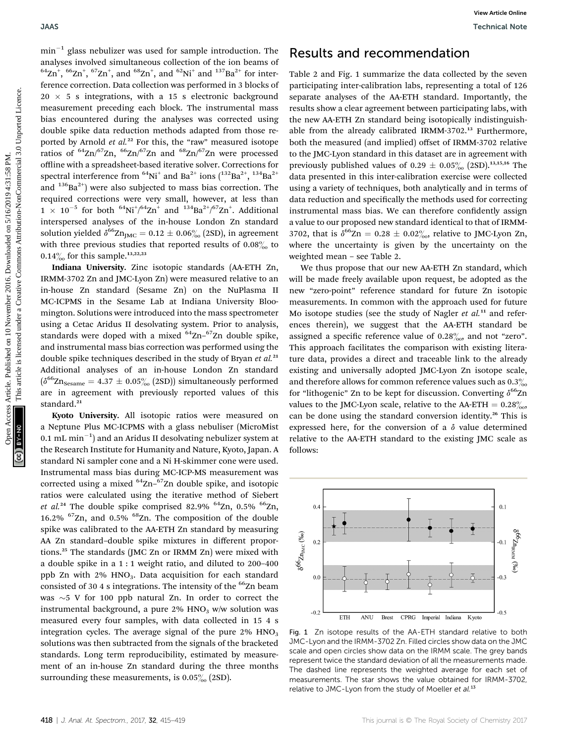min$^{-1}$ glass nebulizer was used for sample introduction. The analyses involved simultaneous collection of the ion beams of $^{64}Zn^+$, $^{66}Zn^+$, $^{67}Zn^+$, and $^{68}Zn^+$, and $^{62}Ni^+$ and $^{137}Ba^{2+}$ for interference correction. Data collection was performed in 3 blocks of $20 \times 5$ s integrations, with a 15 s electronic background measurement preceding each block. The instrumental mass bias encountered during the analyses was corrected using double spike data reduction methods adapted from those reported by Arnold *et al.*[22] For this, the "raw" measured isotope ratios of $^{64}Zn/^{67}Zn$, $^{66}Zn/^{67}Zn$ and $^{68}Zn/^{67}Zn$ were processed offline with a spreadsheet-based iterative solver. Corrections for spectral interference from $^{64}Ni^+$ and $Ba^{2+}$ ions ($^{132}Ba^{2+}$, $^{134}Ba^{2+}$ and $^{136}Ba^{2+}$) were also subjected to mass bias correction. The required corrections were very small, however, at less than $1 \times 10^{-5}$ for both $^{64}Ni^+/^{64}Zn^+$ and $^{134}Ba^{2+}/^{67}Zn^+$. Additional interspersed analyses of the in-house London Zn standard solution yielded $\delta^{66}Zn_{JMC} = 0.12 \pm 0.06‰$ (2SD), in agreement with three previous studies that reported results of 0.08‰ to 0.14‰ for this sample.[13,22,23]

**Indiana University.** Zinc isotopic standards (AA-ETH Zn, IRMM-3702 Zn and JMC-Lyon Zn) were measured relative to an in-house Zn standard (Sesame Zn) on the NuPlasma II MC-ICPMS in the Sesame Lab at Indiana University Bloomington. Solutions were introduced into the mass spectrometer using a Cetac Aridus II desolvating system. Prior to analysis, standards were doped with a mixed $^{64}Zn$–$^{67}Zn$ double spike, and instrumental mass bias correction was performed using the double spike techniques described in the study of Bryan *et al.*[21] Additional analyses of an in-house London Zn standard ($\delta^{66}Zn_{Sesame} = 4.37 \pm 0.05‰$ (2SD)) simultaneously performed are in agreement with previously reported values of this standard.[21]

**Kyoto University.** All isotopic ratios were measured on a Neptune Plus MC-ICPMS with a glass nebuliser (MicroMist 0.1 mL min$^{-1}$) and an Aridus II desolvating nebulizer system at the Research Institute for Humanity and Nature, Kyoto, Japan. A standard Ni sampler cone and a Ni H-skimmer cone were used. Instrumental mass bias during MC-ICP-MS measurement was corrected using a mixed $^{64}Zn$–$^{67}Zn$ double spike, and isotopic ratios were calculated using the iterative method of Siebert *et al.*[24] The double spike comprised 82.9% $^{64}Zn$, 0.5% $^{66}Zn$, 16.2% $^{67}Zn$, and 0.5% $^{68}Zn$. The composition of the double spike was calibrated to the AA-ETH Zn standard by measuring AA Zn standard–double spike mixtures in different proportions.[25] The standards (JMC Zn or IRMM Zn) were mixed with a double spike in a 1 : 1 weight ratio, and diluted to 200–400 ppb Zn with 2% $HNO_3$. Data acquisition for each standard consisted of 30 4 s integrations. The intensity of the $^{66}Zn$ beam was ~5 V for 100 ppb natural Zn. In order to correct the instrumental background, a pure 2% $HNO_3$ w/w solution was measured every four samples, with data collected in 15 4 s integration cycles. The average signal of the pure 2% $HNO_3$ solutions was then subtracted from the signals of the bracketed standards. Long term reproducibility, estimated by measurement of an in-house Zn standard during the three months surrounding these measurements, is 0.05‰ (2SD).

## Results and recommendation

Table 2 and Fig. 1 summarize the data collected by the seven participating inter-calibration labs, representing a total of 126 separate analyses of the AA-ETH standard. Importantly, the results show a clear agreement between participating labs, with the new AA-ETH Zn standard being isotopically indistinguishable from the already calibrated IRMM-3702.[13] Furthermore, both the measured (and implied) offset of IRMM-3702 relative to the JMC-Lyon standard in this dataset are in agreement with previously published values of 0.29 ± 0.05‰ (2SD).[13,15,16] The data presented in this inter-calibration exercise were collected using a variety of techniques, both analytically and in terms of data reduction and specifically the methods used for correcting instrumental mass bias. We can therefore confidently assign a value to our proposed new standard identical to that of IRMM-3702, that is $\delta^{66}Zn = 0.28 \pm 0.02‰$, relative to JMC-Lyon Zn, where the uncertainty is given by the uncertainty on the weighted mean – see Table 2.

We thus propose that our new AA-ETH Zn standard, which will be made freely available upon request, be adopted as the new "zero-point" reference standard for future Zn isotopic measurements. In common with the approach used for future Mo isotope studies (see the study of Nagler *et al.*[11] and references therein), we suggest that the AA-ETH standard be assigned a specific reference value of 0.28‰, and not "zero". This approach facilitates the comparison with existing literature data, provides a direct and traceable link to the already existing and universally adopted JMC-Lyon Zn isotope scale, and therefore allows for common reference values such as 0.3‰ for "lithogenic" Zn to be kept for discussion. Converting $\delta^{66}Zn$ values to the JMC-Lyon scale, relative to the AA-ETH = 0.28‰, can be done using the standard conversion identity.[26] This is expressed here, for the conversion of a $\delta$ value determined relative to the AA-ETH standard to the existing JMC scale as follows:

Fig. 1 Zn isotope results of the AA-ETH standard relative to both JMC-Lyon and the IRMM-3702 Zn. Filled circles show data on the JMC scale and open circles show data on the IRMM scale. The grey bands represent twice the standard deviation of all the measurements made. The dashed line represents the weighted average for each set of measurements. The star shows the value obtained for IRMM-3702, relative to JMC-Lyon from the study of Moeller *et al.*[13]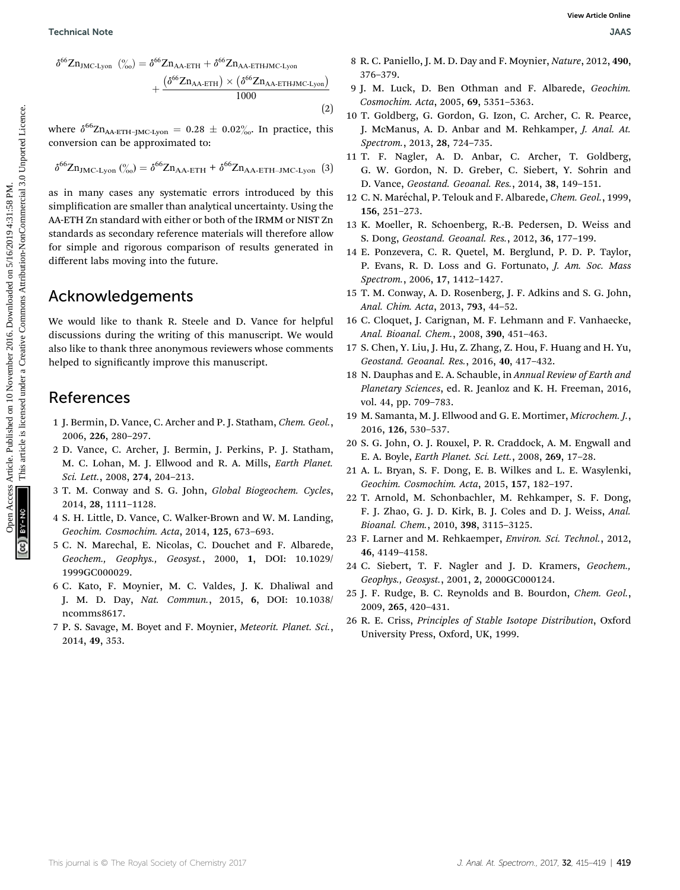$$\delta^{66}\text{Zn}_{\text{JMC-Lyon}}\ (‰) = \delta^{66}\text{Zn}_{\text{AA-ETH}} + \delta^{66}\text{Zn}_{\text{AA-ETH-JMC-Lyon}} + \frac{\left(\delta^{66}\text{Zn}_{\text{AA-ETH}}\right) \times \left(\delta^{66}\text{Zn}_{\text{AA-ETH-JMC-Lyon}}\right)}{1000} \quad (2)$$

where $\delta^{66}\text{Zn}_{\text{AA-ETH–JMC-Lyon}} = 0.28 \pm 0.02‰$. In practice, this conversion can be approximated to:

$$\delta^{66}\text{Zn}_{\text{JMC-Lyon}}\ (‰) = \delta^{66}\text{Zn}_{\text{AA-ETH}} + \delta^{66}\text{Zn}_{\text{AA-ETH–JMC-Lyon}} \quad (3)$$

as in many cases any systematic errors introduced by this simplification are smaller than analytical uncertainty. Using the AA-ETH Zn standard with either or both of the IRMM or NIST Zn standards as secondary reference materials will therefore allow for simple and rigorous comparison of results generated in different labs moving into the future.

## Acknowledgements

We would like to thank R. Steele and D. Vance for helpful discussions during the writing of this manuscript. We would also like to thank three anonymous reviewers whose comments helped to significantly improve this manuscript.

## References

1. J. Bermin, D. Vance, C. Archer and P. J. Statham, *Chem. Geol.*, 2006, **226**, 280–297.
2. D. Vance, C. Archer, J. Bermin, J. Perkins, P. J. Statham, M. C. Lohan, M. J. Ellwood and R. A. Mills, *Earth Planet. Sci. Lett.*, 2008, **274**, 204–213.
3. T. M. Conway and S. G. John, *Global Biogeochem. Cycles*, 2014, **28**, 1111–1128.
4. S. H. Little, D. Vance, C. Walker-Brown and W. M. Landing, *Geochim. Cosmochim. Acta*, 2014, **125**, 673–693.
5. C. N. Marechal, E. Nicolas, C. Douchet and F. Albarede, *Geochem., Geophys., Geosyst.*, 2000, **1**, DOI: 10.1029/1999GC000029.
6. C. Kato, F. Moynier, M. C. Valdes, J. K. Dhaliwal and J. M. D. Day, *Nat. Commun.*, 2015, **6**, DOI: 10.1038/ncomms8617.
7. P. S. Savage, M. Boyet and F. Moynier, *Meteorit. Planet. Sci.*, 2014, **49**, 353.
8. R. C. Paniello, J. M. D. Day and F. Moynier, *Nature*, 2012, **490**, 376–379.
9. J. M. Luck, D. Ben Othman and F. Albarede, *Geochim. Cosmochim. Acta*, 2005, **69**, 5351–5363.
10. T. Goldberg, G. Gordon, G. Izon, C. Archer, C. R. Pearce, J. McManus, A. D. Anbar and M. Rehkamper, *J. Anal. At. Spectrom.*, 2013, **28**, 724–735.
11. T. F. Nagler, A. D. Anbar, C. Archer, T. Goldberg, G. W. Gordon, N. D. Greber, C. Siebert, Y. Sohrin and D. Vance, *Geostand. Geoanal. Res.*, 2014, **38**, 149–151.
12. C. N. Maréchal, P. Telouk and F. Albarede, *Chem. Geol.*, 1999, **156**, 251–273.
13. K. Moeller, R. Schoenberg, R.-B. Pedersen, D. Weiss and S. Dong, *Geostand. Geoanal. Res.*, 2012, **36**, 177–199.
14. E. Ponzevera, C. R. Quetel, M. Berglund, P. D. P. Taylor, P. Evans, R. D. Loss and G. Fortunato, *J. Am. Soc. Mass Spectrom.*, 2006, **17**, 1412–1427.
15. T. M. Conway, A. D. Rosenberg, J. F. Adkins and S. G. John, *Anal. Chim. Acta*, 2013, **793**, 44–52.
16. C. Cloquet, J. Carignan, M. F. Lehmann and F. Vanhaecke, *Anal. Bioanal. Chem.*, 2008, **390**, 451–463.
17. S. Chen, Y. Liu, J. Hu, Z. Zhang, Z. Hou, F. Huang and H. Yu, *Geostand. Geoanal. Res.*, 2016, **40**, 417–432.
18. N. Dauphas and E. A. Schauble, in *Annual Review of Earth and Planetary Sciences*, ed. R. Jeanloz and K. H. Freeman, 2016, vol. 44, pp. 709–783.
19. M. Samanta, M. J. Ellwood and G. E. Mortimer, *Microchem. J.*, 2016, **126**, 530–537.
20. S. G. John, O. J. Rouxel, P. R. Craddock, A. M. Engwall and E. A. Boyle, *Earth Planet. Sci. Lett.*, 2008, **269**, 17–28.
21. A. L. Bryan, S. F. Dong, E. B. Wilkes and L. E. Wasylenki, *Geochim. Cosmochim. Acta*, 2015, **157**, 182–197.
22. T. Arnold, M. Schonbachler, M. Rehkamper, S. F. Dong, F. J. Zhao, G. J. D. Kirk, B. J. Coles and D. J. Weiss, *Anal. Bioanal. Chem.*, 2010, **398**, 3115–3125.
23. F. Larner and M. Rehkaemper, *Environ. Sci. Technol.*, 2012, **46**, 4149–4158.
24. C. Siebert, T. F. Nagler and J. D. Kramers, *Geochem., Geophys., Geosyst.*, 2001, **2**, 2000GC000124.
25. J. F. Rudge, B. C. Reynolds and B. Bourdon, *Chem. Geol.*, 2009, **265**, 420–431.
26. R. E. Criss, *Principles of Stable Isotope Distribution*, Oxford University Press, Oxford, UK, 1999.